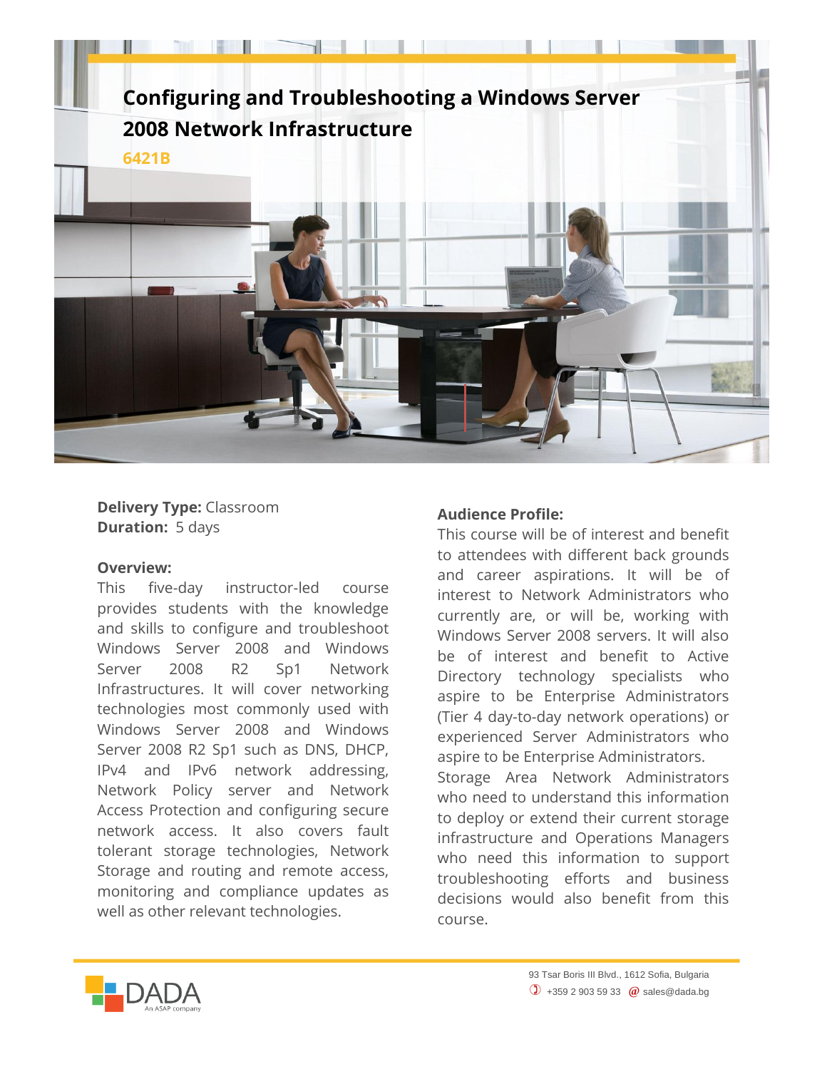# Configuring and Troubleshooting a Windows Server 2008 Network Infrastructure

**6421B**

**Delivery Type:** Classroom
**Duration:** 5 days

**Overview:**
This five-day instructor-led course provides students with the knowledge and skills to configure and troubleshoot Windows Server 2008 and Windows Server 2008 R2 Sp1 Network Infrastructures. It will cover networking technologies most commonly used with Windows Server 2008 and Windows Server 2008 R2 Sp1 such as DNS, DHCP, IPv4 and IPv6 network addressing, Network Policy server and Network Access Protection and configuring secure network access. It also covers fault tolerant storage technologies, Network Storage and routing and remote access, monitoring and compliance updates as well as other relevant technologies.

**Audience Profile:**
This course will be of interest and benefit to attendees with different back grounds and career aspirations. It will be of interest to Network Administrators who currently are, or will be, working with Windows Server 2008 servers. It will also be of interest and benefit to Active Directory technology specialists who aspire to be Enterprise Administrators (Tier 4 day-to-day network operations) or experienced Server Administrators who aspire to be Enterprise Administrators. Storage Area Network Administrators who need to understand this information to deploy or extend their current storage infrastructure and Operations Managers who need this information to support troubleshooting efforts and business decisions would also benefit from this course.

93 Tsar Boris III Blvd., 1612 Sofia, Bulgaria
+359 2 903 59 33 sales@dada.bg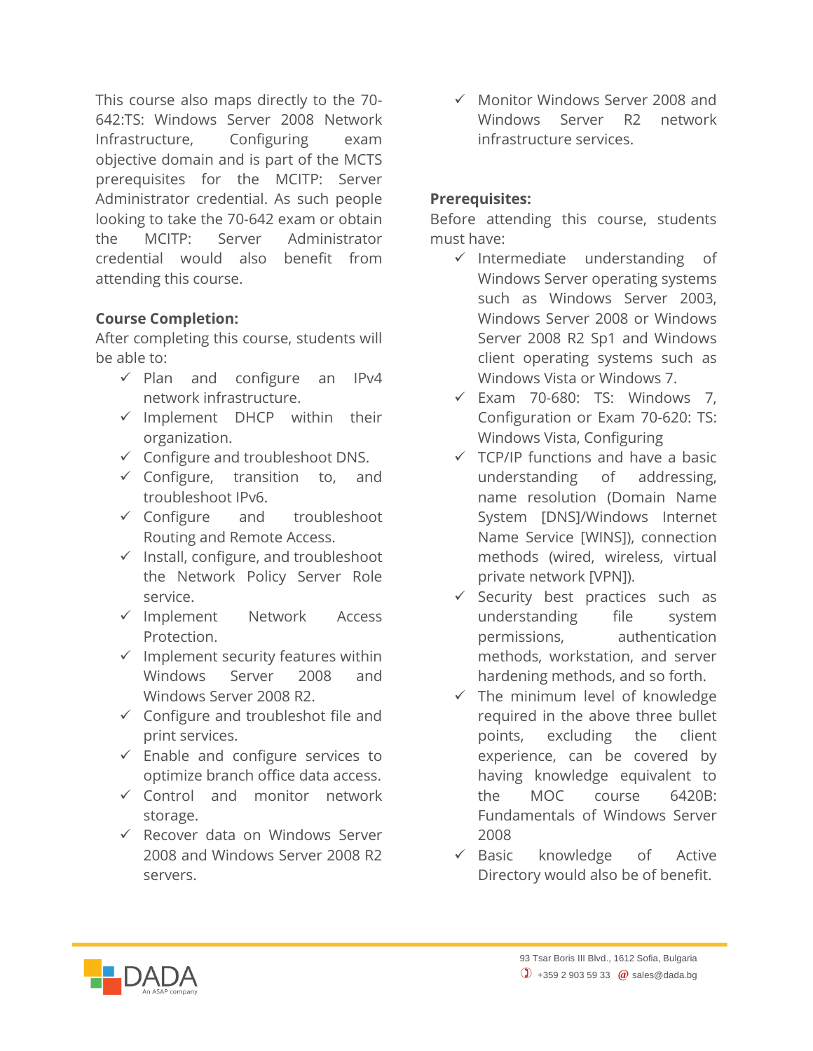This course also maps directly to the 70-642:TS: Windows Server 2008 Network Infrastructure, Configuring exam objective domain and is part of the MCTS prerequisites for the MCITP: Server Administrator credential. As such people looking to take the 70-642 exam or obtain the MCITP: Server Administrator credential would also benefit from attending this course.

**Course Completion:**

After completing this course, students will be able to:

- ✓ Plan and configure an IPv4 network infrastructure.
- ✓ Implement DHCP within their organization.
- ✓ Configure and troubleshoot DNS.
- ✓ Configure, transition to, and troubleshoot IPv6.
- ✓ Configure and troubleshoot Routing and Remote Access.
- ✓ Install, configure, and troubleshoot the Network Policy Server Role service.
- ✓ Implement Network Access Protection.
- ✓ Implement security features within Windows Server 2008 and Windows Server 2008 R2.
- ✓ Configure and troubleshot file and print services.
- ✓ Enable and configure services to optimize branch office data access.
- ✓ Control and monitor network storage.
- ✓ Recover data on Windows Server 2008 and Windows Server 2008 R2 servers.
- ✓ Monitor Windows Server 2008 and Windows Server R2 network infrastructure services.

**Prerequisites:**

Before attending this course, students must have:

- ✓ Intermediate understanding of Windows Server operating systems such as Windows Server 2003, Windows Server 2008 or Windows Server 2008 R2 Sp1 and Windows client operating systems such as Windows Vista or Windows 7.
- ✓ Exam 70-680: TS: Windows 7, Configuration or Exam 70-620: TS: Windows Vista, Configuring
- ✓ TCP/IP functions and have a basic understanding of addressing, name resolution (Domain Name System [DNS]/Windows Internet Name Service [WINS]), connection methods (wired, wireless, virtual private network [VPN]).
- ✓ Security best practices such as understanding file system permissions, authentication methods, workstation, and server hardening methods, and so forth.
- ✓ The minimum level of knowledge required in the above three bullet points, excluding the client experience, can be covered by having knowledge equivalent to the MOC course 6420B: Fundamentals of Windows Server 2008
- ✓ Basic knowledge of Active Directory would also be of benefit.